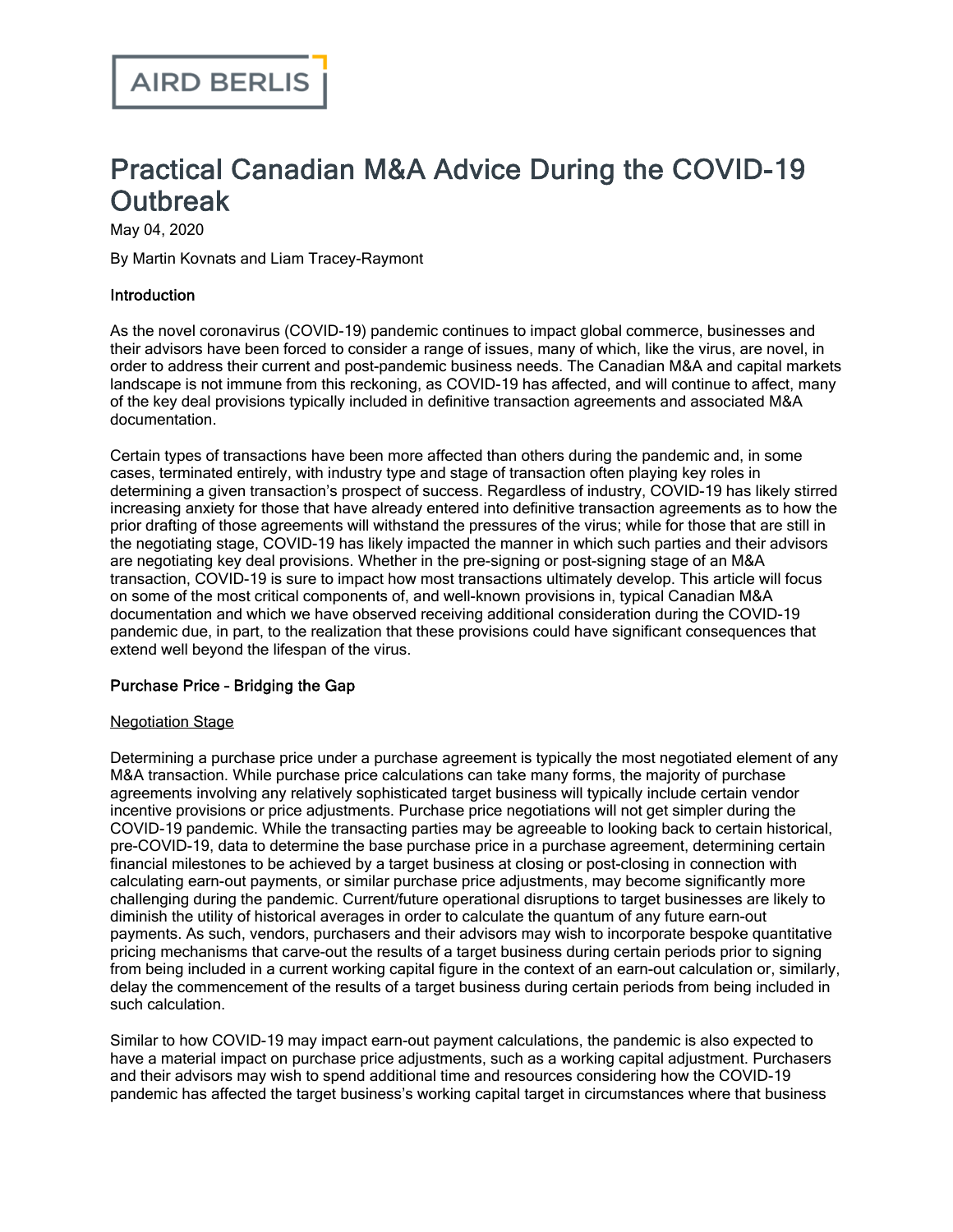AIRD BERLIS

# Practical Canadian M&A Advice During the COVID-19 Outbreak

May 04, 2020

By Martin Kovnats and Liam Tracey-Raymont

## Introduction

As the novel coronavirus (COVID-19) pandemic continues to impact global commerce, businesses and their advisors have been forced to consider a range of issues, many of which, like the virus, are novel, in order to address their current and post-pandemic business needs. The Canadian M&A and capital markets landscape is not immune from this reckoning, as COVID-19 has affected, and will continue to affect, many of the key deal provisions typically included in definitive transaction agreements and associated M&A documentation.

Certain types of transactions have been more affected than others during the pandemic and, in some cases, terminated entirely, with industry type and stage of transaction often playing key roles in determining a given transaction's prospect of success. Regardless of industry, COVID-19 has likely stirred increasing anxiety for those that have already entered into definitive transaction agreements as to how the prior drafting of those agreements will withstand the pressures of the virus; while for those that are still in the negotiating stage, COVID-19 has likely impacted the manner in which such parties and their advisors are negotiating key deal provisions. Whether in the pre-signing or post-signing stage of an M&A transaction, COVID-19 is sure to impact how most transactions ultimately develop. This article will focus on some of the most critical components of, and well-known provisions in, typical Canadian M&A documentation and which we have observed receiving additional consideration during the COVID-19 pandemic due, in part, to the realization that these provisions could have significant consequences that extend well beyond the lifespan of the virus.

## Purchase Price – Bridging the Gap

### Negotiation Stage

Determining a purchase price under a purchase agreement is typically the most negotiated element of any M&A transaction. While purchase price calculations can take many forms, the majority of purchase agreements involving any relatively sophisticated target business will typically include certain vendor incentive provisions or price adjustments. Purchase price negotiations will not get simpler during the COVID-19 pandemic. While the transacting parties may be agreeable to looking back to certain historical, pre-COVID-19, data to determine the base purchase price in a purchase agreement, determining certain financial milestones to be achieved by a target business at closing or post-closing in connection with calculating earn-out payments, or similar purchase price adjustments, may become significantly more challenging during the pandemic. Current/future operational disruptions to target businesses are likely to diminish the utility of historical averages in order to calculate the quantum of any future earn-out payments. As such, vendors, purchasers and their advisors may wish to incorporate bespoke quantitative pricing mechanisms that carve-out the results of a target business during certain periods prior to signing from being included in a current working capital figure in the context of an earn-out calculation or, similarly, delay the commencement of the results of a target business during certain periods from being included in such calculation.

Similar to how COVID-19 may impact earn-out payment calculations, the pandemic is also expected to have a material impact on purchase price adjustments, such as a working capital adjustment. Purchasers and their advisors may wish to spend additional time and resources considering how the COVID-19 pandemic has affected the target business's working capital target in circumstances where that business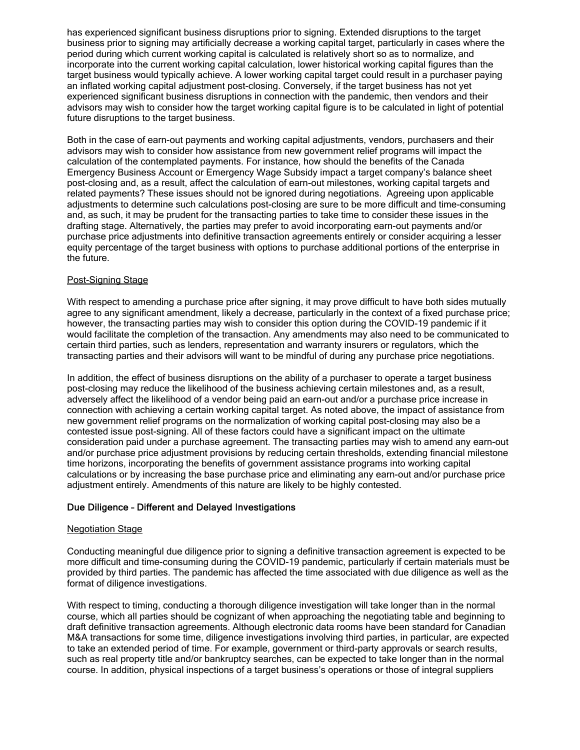has experienced significant business disruptions prior to signing. Extended disruptions to the target business prior to signing may artificially decrease a working capital target, particularly in cases where the period during which current working capital is calculated is relatively short so as to normalize, and incorporate into the current working capital calculation, lower historical working capital figures than the target business would typically achieve. A lower working capital target could result in a purchaser paying an inflated working capital adjustment post-closing. Conversely, if the target business has not yet experienced significant business disruptions in connection with the pandemic, then vendors and their advisors may wish to consider how the target working capital figure is to be calculated in light of potential future disruptions to the target business.

Both in the case of earn-out payments and working capital adjustments, vendors, purchasers and their advisors may wish to consider how assistance from new government relief programs will impact the calculation of the contemplated payments. For instance, how should the benefits of the Canada Emergency Business Account or Emergency Wage Subsidy impact a target company's balance sheet post-closing and, as a result, affect the calculation of earn-out milestones, working capital targets and related payments? These issues should not be ignored during negotiations. Agreeing upon applicable adjustments to determine such calculations post-closing are sure to be more difficult and time-consuming and, as such, it may be prudent for the transacting parties to take time to consider these issues in the drafting stage. Alternatively, the parties may prefer to avoid incorporating earn-out payments and/or purchase price adjustments into definitive transaction agreements entirely or consider acquiring a lesser equity percentage of the target business with options to purchase additional portions of the enterprise in the future.

<u>Post-Signing Stage</u>

With respect to amending a purchase price after signing, it may prove difficult to have both sides mutually agree to any significant amendment, likely a decrease, particularly in the context of a fixed purchase price; however, the transacting parties may wish to consider this option during the COVID-19 pandemic if it would facilitate the completion of the transaction. Any amendments may also need to be communicated to certain third parties, such as lenders, representation and warranty insurers or regulators, which the transacting parties and their advisors will want to be mindful of during any purchase price negotiations.

In addition, the effect of business disruptions on the ability of a purchaser to operate a target business post-closing may reduce the likelihood of the business achieving certain milestones and, as a result, adversely affect the likelihood of a vendor being paid an earn-out and/or a purchase price increase in connection with achieving a certain working capital target. As noted above, the impact of assistance from new government relief programs on the normalization of working capital post-closing may also be a contested issue post-signing. All of these factors could have a significant impact on the ultimate consideration paid under a purchase agreement. The transacting parties may wish to amend any earn-out and/or purchase price adjustment provisions by reducing certain thresholds, extending financial milestone time horizons, incorporating the benefits of government assistance programs into working capital calculations or by increasing the base purchase price and eliminating any earn-out and/or purchase price adjustment entirely. Amendments of this nature are likely to be highly contested.

### Due Diligence – Different and Delayed Investigations

<u>Negotiation Stage</u>

Conducting meaningful due diligence prior to signing a definitive transaction agreement is expected to be more difficult and time-consuming during the COVID-19 pandemic, particularly if certain materials must be provided by third parties. The pandemic has affected the time associated with due diligence as well as the format of diligence investigations.

With respect to timing, conducting a thorough diligence investigation will take longer than in the normal course, which all parties should be cognizant of when approaching the negotiating table and beginning to draft definitive transaction agreements. Although electronic data rooms have been standard for Canadian M&A transactions for some time, diligence investigations involving third parties, in particular, are expected to take an extended period of time. For example, government or third-party approvals or search results, such as real property title and/or bankruptcy searches, can be expected to take longer than in the normal course. In addition, physical inspections of a target business's operations or those of integral suppliers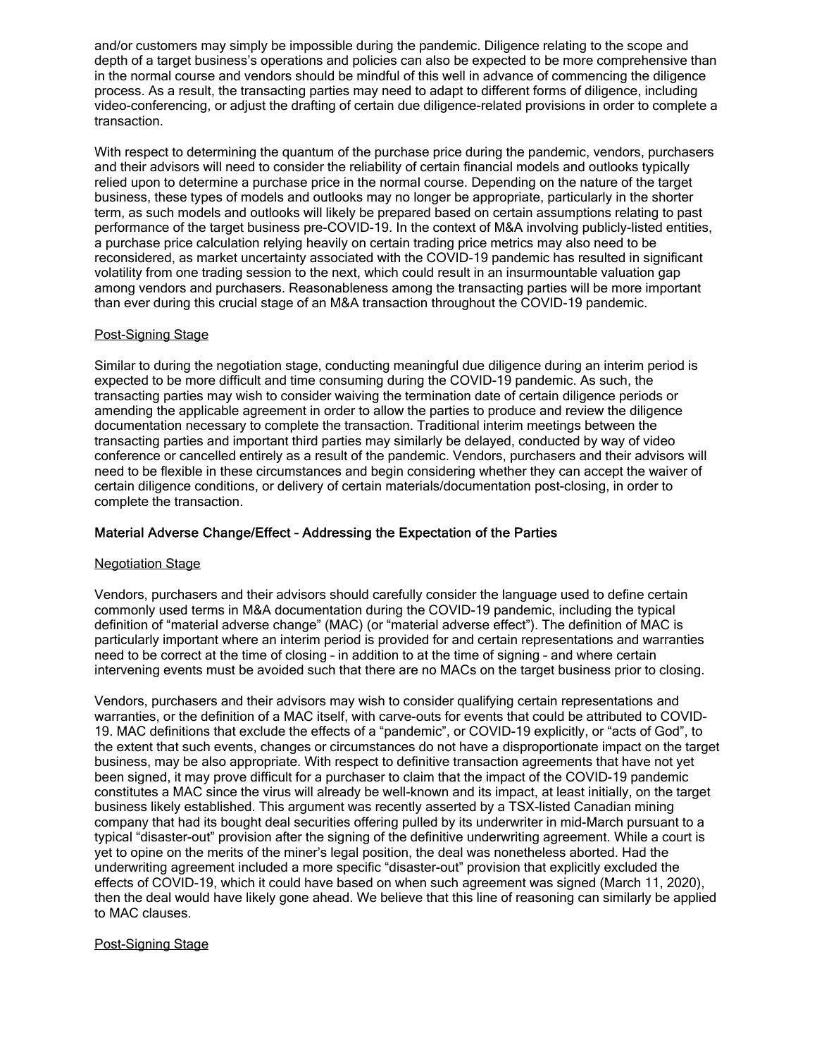and/or customers may simply be impossible during the pandemic. Diligence relating to the scope and depth of a target business's operations and policies can also be expected to be more comprehensive than in the normal course and vendors should be mindful of this well in advance of commencing the diligence process. As a result, the transacting parties may need to adapt to different forms of diligence, including video-conferencing, or adjust the drafting of certain due diligence-related provisions in order to complete a transaction.

With respect to determining the quantum of the purchase price during the pandemic, vendors, purchasers and their advisors will need to consider the reliability of certain financial models and outlooks typically relied upon to determine a purchase price in the normal course. Depending on the nature of the target business, these types of models and outlooks may no longer be appropriate, particularly in the shorter term, as such models and outlooks will likely be prepared based on certain assumptions relating to past performance of the target business pre-COVID-19. In the context of M&A involving publicly-listed entities, a purchase price calculation relying heavily on certain trading price metrics may also need to be reconsidered, as market uncertainty associated with the COVID-19 pandemic has resulted in significant volatility from one trading session to the next, which could result in an insurmountable valuation gap among vendors and purchasers. Reasonableness among the transacting parties will be more important than ever during this crucial stage of an M&A transaction throughout the COVID-19 pandemic.

<u>Post-Signing Stage</u>

Similar to during the negotiation stage, conducting meaningful due diligence during an interim period is expected to be more difficult and time consuming during the COVID-19 pandemic. As such, the transacting parties may wish to consider waiving the termination date of certain diligence periods or amending the applicable agreement in order to allow the parties to produce and review the diligence documentation necessary to complete the transaction. Traditional interim meetings between the transacting parties and important third parties may similarly be delayed, conducted by way of video conference or cancelled entirely as a result of the pandemic. Vendors, purchasers and their advisors will need to be flexible in these circumstances and begin considering whether they can accept the waiver of certain diligence conditions, or delivery of certain materials/documentation post-closing, in order to complete the transaction.

## Material Adverse Change/Effect – Addressing the Expectation of the Parties

<u>Negotiation Stage</u>

Vendors, purchasers and their advisors should carefully consider the language used to define certain commonly used terms in M&A documentation during the COVID-19 pandemic, including the typical definition of "material adverse change" (MAC) (or "material adverse effect"). The definition of MAC is particularly important where an interim period is provided for and certain representations and warranties need to be correct at the time of closing – in addition to at the time of signing – and where certain intervening events must be avoided such that there are no MACs on the target business prior to closing.

Vendors, purchasers and their advisors may wish to consider qualifying certain representations and warranties, or the definition of a MAC itself, with carve-outs for events that could be attributed to COVID-19. MAC definitions that exclude the effects of a "pandemic", or COVID-19 explicitly, or "acts of God", to the extent that such events, changes or circumstances do not have a disproportionate impact on the target business, may be also appropriate. With respect to definitive transaction agreements that have not yet been signed, it may prove difficult for a purchaser to claim that the impact of the COVID-19 pandemic constitutes a MAC since the virus will already be well-known and its impact, at least initially, on the target business likely established. This argument was recently asserted by a TSX-listed Canadian mining company that had its bought deal securities offering pulled by its underwriter in mid-March pursuant to a typical "disaster-out" provision after the signing of the definitive underwriting agreement. While a court is yet to opine on the merits of the miner's legal position, the deal was nonetheless aborted. Had the underwriting agreement included a more specific "disaster-out" provision that explicitly excluded the effects of COVID-19, which it could have based on when such agreement was signed (March 11, 2020), then the deal would have likely gone ahead. We believe that this line of reasoning can similarly be applied to MAC clauses.

<u>Post-Signing Stage</u>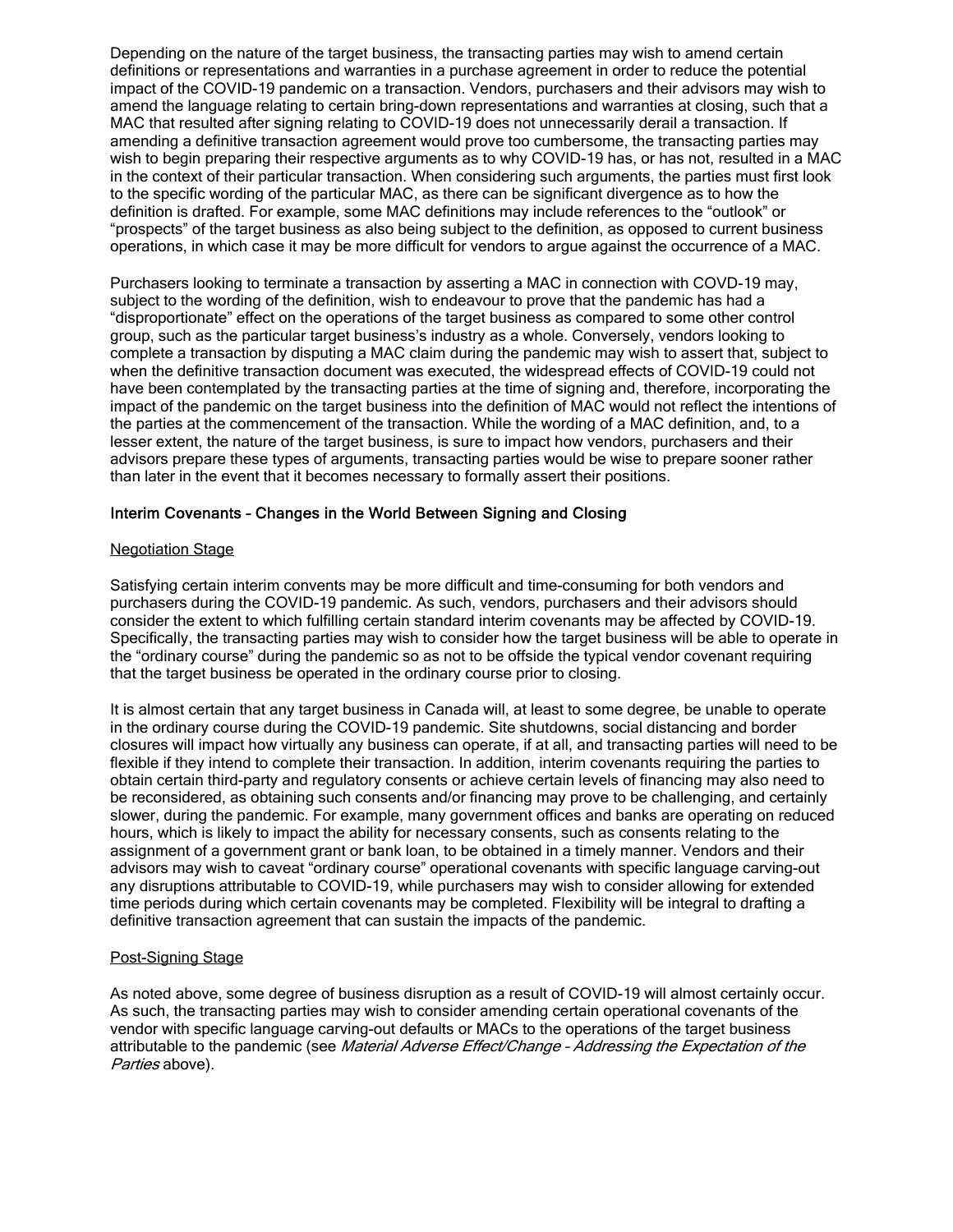Depending on the nature of the target business, the transacting parties may wish to amend certain definitions or representations and warranties in a purchase agreement in order to reduce the potential impact of the COVID-19 pandemic on a transaction. Vendors, purchasers and their advisors may wish to amend the language relating to certain bring-down representations and warranties at closing, such that a MAC that resulted after signing relating to COVID-19 does not unnecessarily derail a transaction. If amending a definitive transaction agreement would prove too cumbersome, the transacting parties may wish to begin preparing their respective arguments as to why COVID-19 has, or has not, resulted in a MAC in the context of their particular transaction. When considering such arguments, the parties must first look to the specific wording of the particular MAC, as there can be significant divergence as to how the definition is drafted. For example, some MAC definitions may include references to the "outlook" or "prospects" of the target business as also being subject to the definition, as opposed to current business operations, in which case it may be more difficult for vendors to argue against the occurrence of a MAC.

Purchasers looking to terminate a transaction by asserting a MAC in connection with COVD-19 may, subject to the wording of the definition, wish to endeavour to prove that the pandemic has had a "disproportionate" effect on the operations of the target business as compared to some other control group, such as the particular target business's industry as a whole. Conversely, vendors looking to complete a transaction by disputing a MAC claim during the pandemic may wish to assert that, subject to when the definitive transaction document was executed, the widespread effects of COVID-19 could not have been contemplated by the transacting parties at the time of signing and, therefore, incorporating the impact of the pandemic on the target business into the definition of MAC would not reflect the intentions of the parties at the commencement of the transaction. While the wording of a MAC definition, and, to a lesser extent, the nature of the target business, is sure to impact how vendors, purchasers and their advisors prepare these types of arguments, transacting parties would be wise to prepare sooner rather than later in the event that it becomes necessary to formally assert their positions.

### Interim Covenants – Changes in the World Between Signing and Closing

#### Negotiation Stage

Satisfying certain interim convents may be more difficult and time-consuming for both vendors and purchasers during the COVID-19 pandemic. As such, vendors, purchasers and their advisors should consider the extent to which fulfilling certain standard interim covenants may be affected by COVID-19. Specifically, the transacting parties may wish to consider how the target business will be able to operate in the "ordinary course" during the pandemic so as not to be offside the typical vendor covenant requiring that the target business be operated in the ordinary course prior to closing.

It is almost certain that any target business in Canada will, at least to some degree, be unable to operate in the ordinary course during the COVID-19 pandemic. Site shutdowns, social distancing and border closures will impact how virtually any business can operate, if at all, and transacting parties will need to be flexible if they intend to complete their transaction. In addition, interim covenants requiring the parties to obtain certain third-party and regulatory consents or achieve certain levels of financing may also need to be reconsidered, as obtaining such consents and/or financing may prove to be challenging, and certainly slower, during the pandemic. For example, many government offices and banks are operating on reduced hours, which is likely to impact the ability for necessary consents, such as consents relating to the assignment of a government grant or bank loan, to be obtained in a timely manner. Vendors and their advisors may wish to caveat "ordinary course" operational covenants with specific language carving-out any disruptions attributable to COVID-19, while purchasers may wish to consider allowing for extended time periods during which certain covenants may be completed. Flexibility will be integral to drafting a definitive transaction agreement that can sustain the impacts of the pandemic.

#### Post-Signing Stage

As noted above, some degree of business disruption as a result of COVID-19 will almost certainly occur. As such, the transacting parties may wish to consider amending certain operational covenants of the vendor with specific language carving-out defaults or MACs to the operations of the target business attributable to the pandemic (see *Material Adverse Effect/Change – Addressing the Expectation of the Parties* above).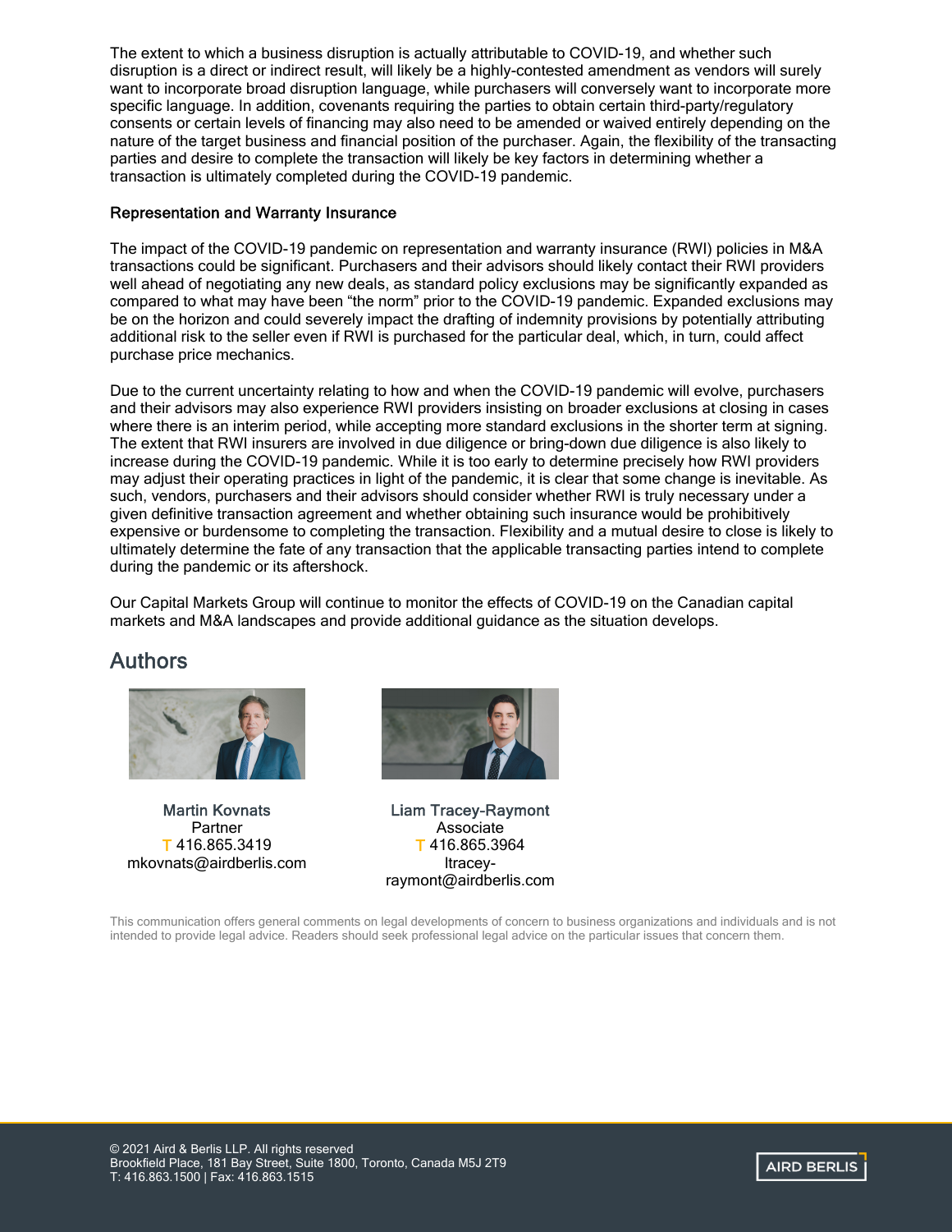The extent to which a business disruption is actually attributable to COVID-19, and whether such disruption is a direct or indirect result, will likely be a highly-contested amendment as vendors will surely want to incorporate broad disruption language, while purchasers will conversely want to incorporate more specific language. In addition, covenants requiring the parties to obtain certain third-party/regulatory consents or certain levels of financing may also need to be amended or waived entirely depending on the nature of the target business and financial position of the purchaser. Again, the flexibility of the transacting parties and desire to complete the transaction will likely be key factors in determining whether a transaction is ultimately completed during the COVID-19 pandemic.

**Representation and Warranty Insurance**

The impact of the COVID-19 pandemic on representation and warranty insurance (RWI) policies in M&A transactions could be significant. Purchasers and their advisors should likely contact their RWI providers well ahead of negotiating any new deals, as standard policy exclusions may be significantly expanded as compared to what may have been "the norm" prior to the COVID-19 pandemic. Expanded exclusions may be on the horizon and could severely impact the drafting of indemnity provisions by potentially attributing additional risk to the seller even if RWI is purchased for the particular deal, which, in turn, could affect purchase price mechanics.

Due to the current uncertainty relating to how and when the COVID-19 pandemic will evolve, purchasers and their advisors may also experience RWI providers insisting on broader exclusions at closing in cases where there is an interim period, while accepting more standard exclusions in the shorter term at signing. The extent that RWI insurers are involved in due diligence or bring-down due diligence is also likely to increase during the COVID-19 pandemic. While it is too early to determine precisely how RWI providers may adjust their operating practices in light of the pandemic, it is clear that some change is inevitable. As such, vendors, purchasers and their advisors should consider whether RWI is truly necessary under a given definitive transaction agreement and whether obtaining such insurance would be prohibitively expensive or burdensome to completing the transaction. Flexibility and a mutual desire to close is likely to ultimately determine the fate of any transaction that the applicable transacting parties intend to complete during the pandemic or its aftershock.

Our Capital Markets Group will continue to monitor the effects of COVID-19 on the Canadian capital markets and M&A landscapes and provide additional guidance as the situation develops.

## Authors

**Martin Kovnats**
Partner
T 416.865.3419
mkovnats@airdberlis.com

**Liam Tracey-Raymont**
Associate
T 416.865.3964
ltracey-raymont@airdberlis.com

This communication offers general comments on legal developments of concern to business organizations and individuals and is not intended to provide legal advice. Readers should seek professional legal advice on the particular issues that concern them.

© 2021 Aird & Berlis LLP. All rights reserved
Brookfield Place, 181 Bay Street, Suite 1800, Toronto, Canada M5J 2T9
T: 416.863.1500 | Fax: 416.863.1515

AIRD BERLIS